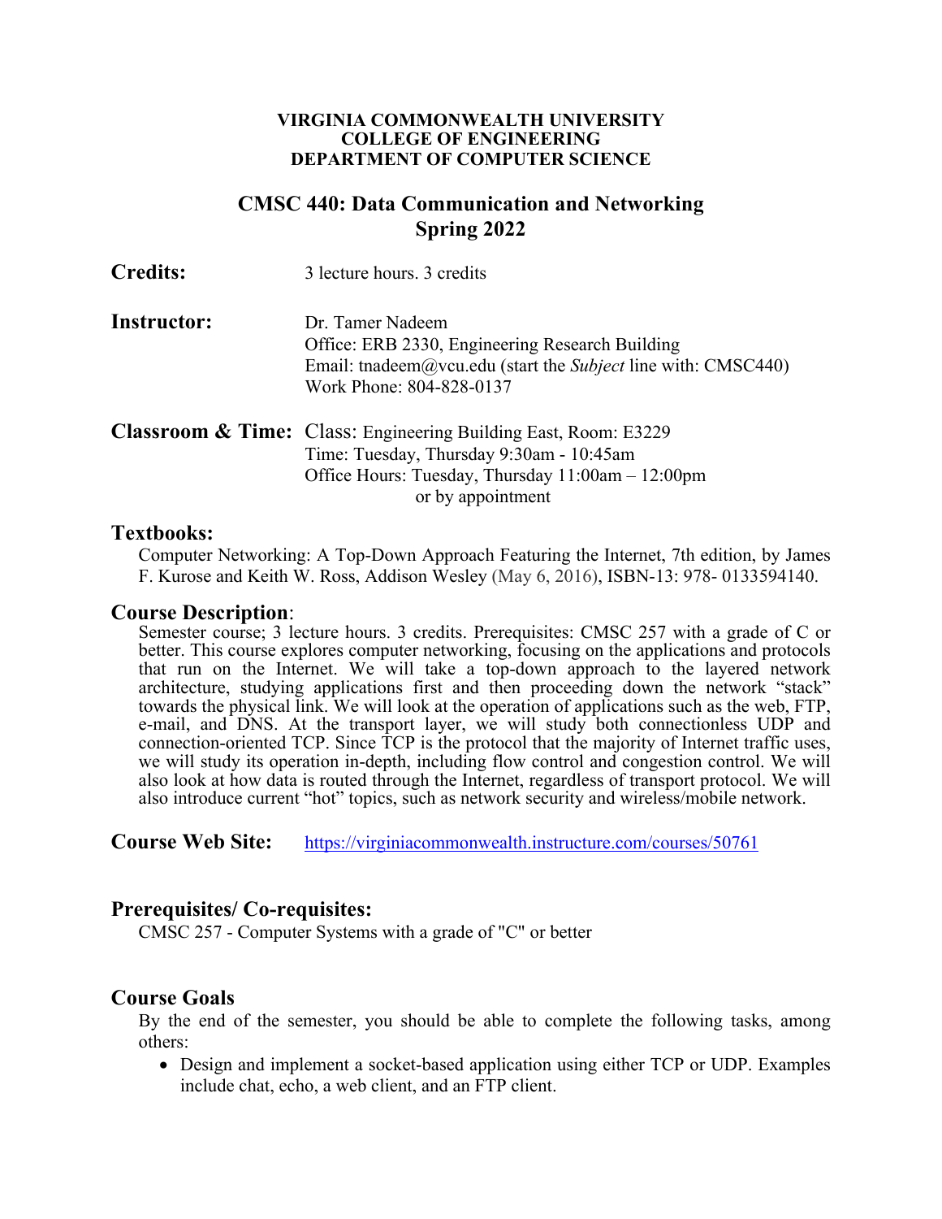**VIRGINIA COMMONWEALTH UNIVERSITY**
**COLLEGE OF ENGINEERING**
**DEPARTMENT OF COMPUTER SCIENCE**

# CMSC 440: Data Communication and Networking
# Spring 2022

**Credits:** 3 lecture hours. 3 credits

**Instructor:** Dr. Tamer Nadeem
Office: ERB 2330, Engineering Research Building
Email: tnadeem@vcu.edu (start the *Subject* line with: CMSC440)
Work Phone: 804-828-0137

**Classroom & Time:** Class: Engineering Building East, Room: E3229
Time: Tuesday, Thursday 9:30am - 10:45am
Office Hours: Tuesday, Thursday 11:00am – 12:00pm
or by appointment

## Textbooks:

Computer Networking: A Top-Down Approach Featuring the Internet, 7th edition, by James F. Kurose and Keith W. Ross, Addison Wesley (May 6, 2016), ISBN-13: 978- 0133594140.

## Course Description:

Semester course; 3 lecture hours. 3 credits. Prerequisites: CMSC 257 with a grade of C or better. This course explores computer networking, focusing on the applications and protocols that run on the Internet. We will take a top-down approach to the layered network architecture, studying applications first and then proceeding down the network "stack" towards the physical link. We will look at the operation of applications such as the web, FTP, e-mail, and DNS. At the transport layer, we will study both connectionless UDP and connection-oriented TCP. Since TCP is the protocol that the majority of Internet traffic uses, we will study its operation in-depth, including flow control and congestion control. We will also look at how data is routed through the Internet, regardless of transport protocol. We will also introduce current "hot" topics, such as network security and wireless/mobile network.

**Course Web Site:** https://virginiacommonwealth.instructure.com/courses/50761

## Prerequisites/ Co-requisites:

CMSC 257 - Computer Systems with a grade of "C" or better

## Course Goals

By the end of the semester, you should be able to complete the following tasks, among others:

- Design and implement a socket-based application using either TCP or UDP. Examples include chat, echo, a web client, and an FTP client.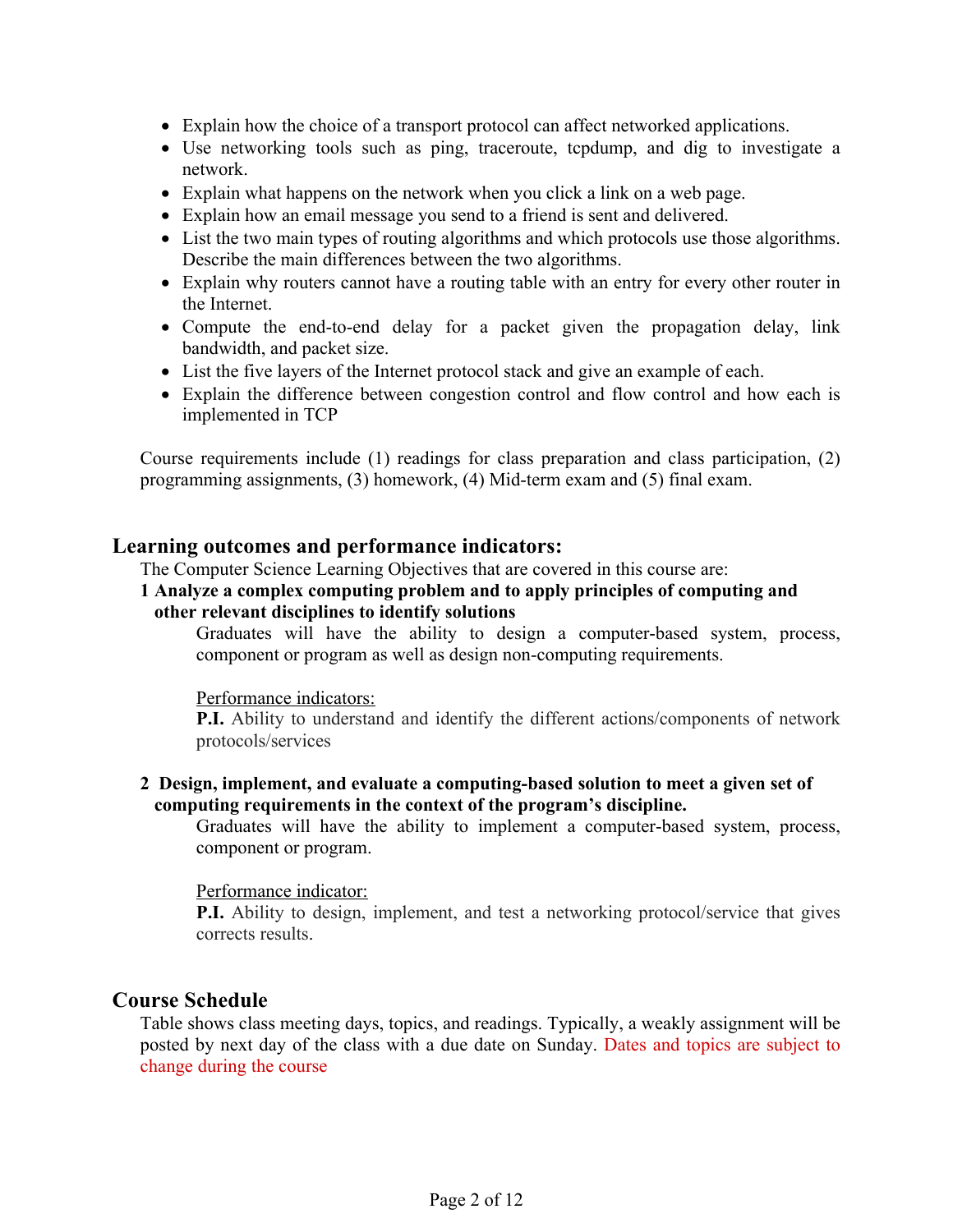- Explain how the choice of a transport protocol can affect networked applications.
- Use networking tools such as ping, traceroute, tcpdump, and dig to investigate a network.
- Explain what happens on the network when you click a link on a web page.
- Explain how an email message you send to a friend is sent and delivered.
- List the two main types of routing algorithms and which protocols use those algorithms. Describe the main differences between the two algorithms.
- Explain why routers cannot have a routing table with an entry for every other router in the Internet.
- Compute the end-to-end delay for a packet given the propagation delay, link bandwidth, and packet size.
- List the five layers of the Internet protocol stack and give an example of each.
- Explain the difference between congestion control and flow control and how each is implemented in TCP

Course requirements include (1) readings for class preparation and class participation, (2) programming assignments, (3) homework, (4) Mid-term exam and (5) final exam.

## Learning outcomes and performance indicators:

The Computer Science Learning Objectives that are covered in this course are:

**1 Analyze a complex computing problem and to apply principles of computing and other relevant disciplines to identify solutions**

Graduates will have the ability to design a computer-based system, process, component or program as well as design non-computing requirements.

<u>Performance indicators:</u>

**P.I.** Ability to understand and identify the different actions/components of network protocols/services

**2 Design, implement, and evaluate a computing-based solution to meet a given set of computing requirements in the context of the program's discipline.**

Graduates will have the ability to implement a computer-based system, process, component or program.

<u>Performance indicator:</u>

**P.I.** Ability to design, implement, and test a networking protocol/service that gives corrects results.

## Course Schedule

Table shows class meeting days, topics, and readings. Typically, a weakly assignment will be posted by next day of the class with a due date on Sunday. Dates and topics are subject to change during the course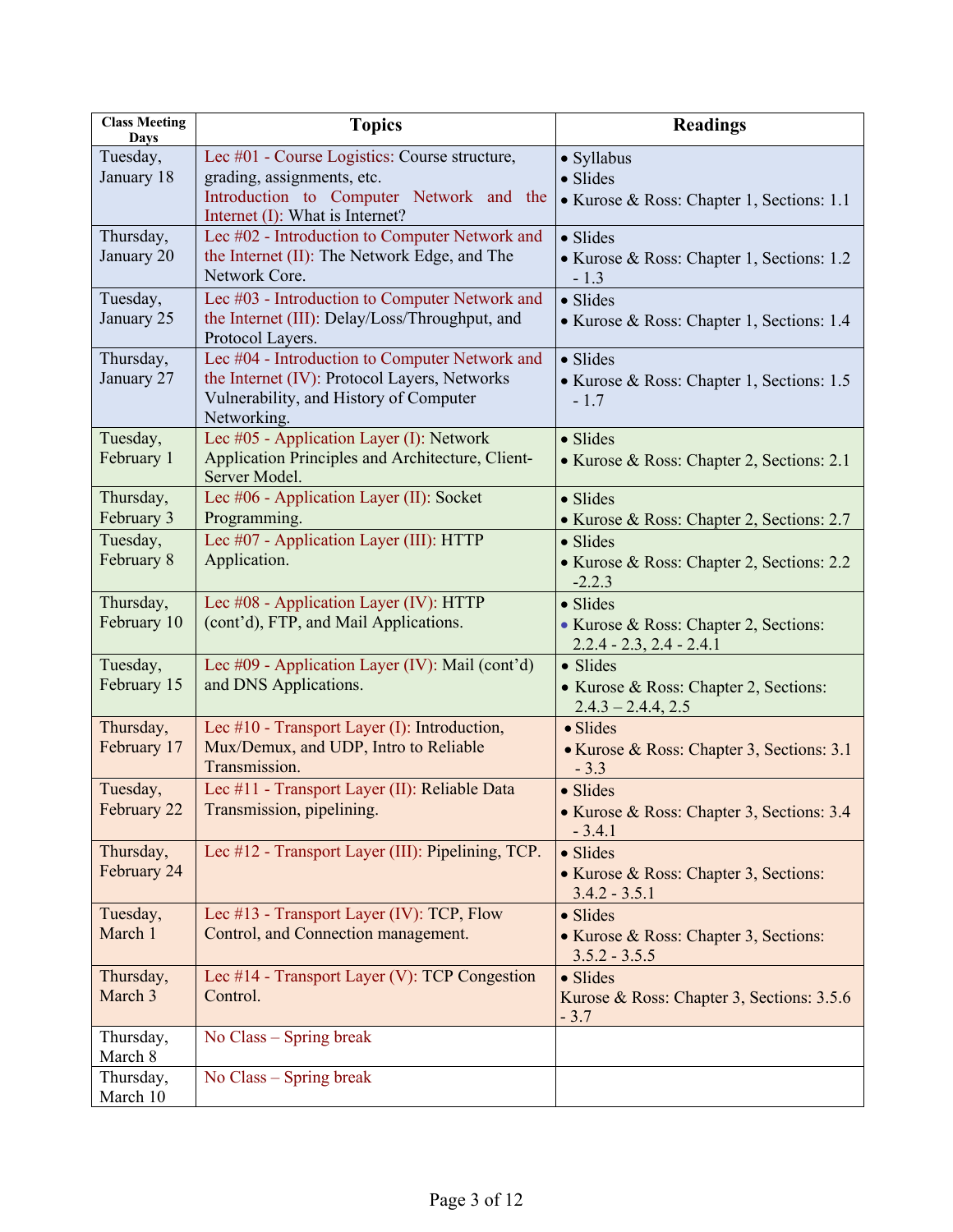| Class Meeting Days | Topics | Readings |
| --- | --- | --- |
| Tuesday, January 18 | Lec #01 - Course Logistics: Course structure, grading, assignments, etc. Introduction to Computer Network and the Internet (I): What is Internet? | • Syllabus<br>• Slides<br>• Kurose & Ross: Chapter 1, Sections: 1.1 |
| Thursday, January 20 | Lec #02 - Introduction to Computer Network and the Internet (II): The Network Edge, and The Network Core. | • Slides<br>• Kurose & Ross: Chapter 1, Sections: 1.2 - 1.3 |
| Tuesday, January 25 | Lec #03 - Introduction to Computer Network and the Internet (III): Delay/Loss/Throughput, and Protocol Layers. | • Slides<br>• Kurose & Ross: Chapter 1, Sections: 1.4 |
| Thursday, January 27 | Lec #04 - Introduction to Computer Network and the Internet (IV): Protocol Layers, Networks Vulnerability, and History of Computer Networking. | • Slides<br>• Kurose & Ross: Chapter 1, Sections: 1.5 - 1.7 |
| Tuesday, February 1 | Lec #05 - Application Layer (I): Network Application Principles and Architecture, Client-Server Model. | • Slides<br>• Kurose & Ross: Chapter 2, Sections: 2.1 |
| Thursday, February 3 | Lec #06 - Application Layer (II): Socket Programming. | • Slides<br>• Kurose & Ross: Chapter 2, Sections: 2.7 |
| Tuesday, February 8 | Lec #07 - Application Layer (III): HTTP Application. | • Slides<br>• Kurose & Ross: Chapter 2, Sections: 2.2 -2.2.3 |
| Thursday, February 10 | Lec #08 - Application Layer (IV): HTTP (cont'd), FTP, and Mail Applications. | • Slides<br>• Kurose & Ross: Chapter 2, Sections: 2.2.4 - 2.3, 2.4 - 2.4.1 |
| Tuesday, February 15 | Lec #09 - Application Layer (IV): Mail (cont'd) and DNS Applications. | • Slides<br>• Kurose & Ross: Chapter 2, Sections: 2.4.3 – 2.4.4, 2.5 |
| Thursday, February 17 | Lec #10 - Transport Layer (I): Introduction, Mux/Demux, and UDP, Intro to Reliable Transmission. | • Slides<br>• Kurose & Ross: Chapter 3, Sections: 3.1 - 3.3 |
| Tuesday, February 22 | Lec #11 - Transport Layer (II): Reliable Data Transmission, pipelining. | • Slides<br>• Kurose & Ross: Chapter 3, Sections: 3.4 - 3.4.1 |
| Thursday, February 24 | Lec #12 - Transport Layer (III): Pipelining, TCP. | • Slides<br>• Kurose & Ross: Chapter 3, Sections: 3.4.2 - 3.5.1 |
| Tuesday, March 1 | Lec #13 - Transport Layer (IV): TCP, Flow Control, and Connection management. | • Slides<br>• Kurose & Ross: Chapter 3, Sections: 3.5.2 - 3.5.5 |
| Thursday, March 3 | Lec #14 - Transport Layer (V): TCP Congestion Control. | • Slides<br>Kurose & Ross: Chapter 3, Sections: 3.5.6 - 3.7 |
| Thursday, March 8 | No Class – Spring break | |
| Thursday, March 10 | No Class – Spring break | |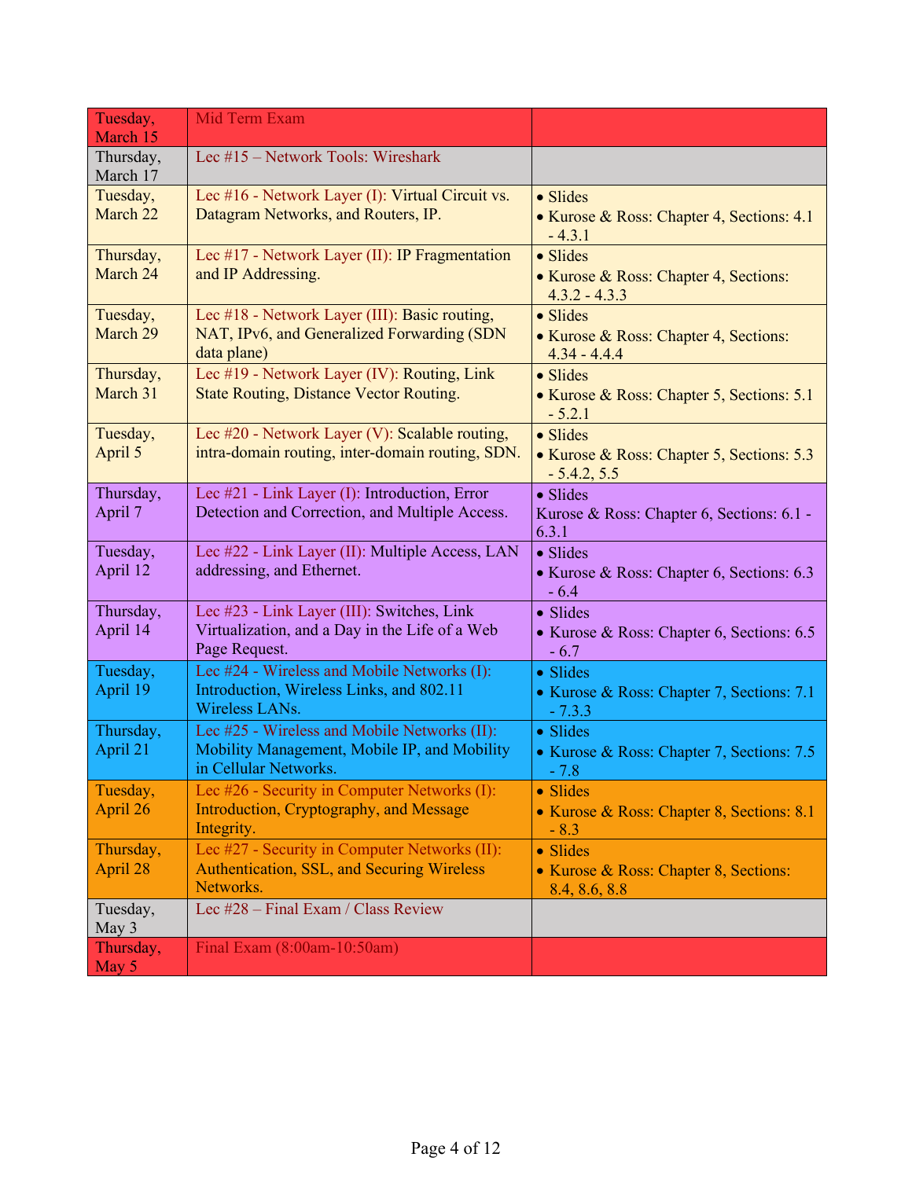| | | |
|---|---|---|
| Tuesday, March 15 | Mid Term Exam | |
| Thursday, March 17 | Lec #15 – Network Tools: Wireshark | |
| Tuesday, March 22 | Lec #16 - Network Layer (I): Virtual Circuit vs. Datagram Networks, and Routers, IP. | • Slides<br>• Kurose & Ross: Chapter 4, Sections: 4.1 - 4.3.1 |
| Thursday, March 24 | Lec #17 - Network Layer (II): IP Fragmentation and IP Addressing. | • Slides<br>• Kurose & Ross: Chapter 4, Sections: 4.3.2 - 4.3.3 |
| Tuesday, March 29 | Lec #18 - Network Layer (III): Basic routing, NAT, IPv6, and Generalized Forwarding (SDN data plane) | • Slides<br>• Kurose & Ross: Chapter 4, Sections: 4.34 - 4.4.4 |
| Thursday, March 31 | Lec #19 - Network Layer (IV): Routing, Link State Routing, Distance Vector Routing. | • Slides<br>• Kurose & Ross: Chapter 5, Sections: 5.1 - 5.2.1 |
| Tuesday, April 5 | Lec #20 - Network Layer (V): Scalable routing, intra-domain routing, inter-domain routing, SDN. | • Slides<br>• Kurose & Ross: Chapter 5, Sections: 5.3 - 5.4.2, 5.5 |
| Thursday, April 7 | Lec #21 - Link Layer (I): Introduction, Error Detection and Correction, and Multiple Access. | • Slides<br>Kurose & Ross: Chapter 6, Sections: 6.1 - 6.3.1 |
| Tuesday, April 12 | Lec #22 - Link Layer (II): Multiple Access, LAN addressing, and Ethernet. | • Slides<br>• Kurose & Ross: Chapter 6, Sections: 6.3 - 6.4 |
| Thursday, April 14 | Lec #23 - Link Layer (III): Switches, Link Virtualization, and a Day in the Life of a Web Page Request. | • Slides<br>• Kurose & Ross: Chapter 6, Sections: 6.5 - 6.7 |
| Tuesday, April 19 | Lec #24 - Wireless and Mobile Networks (I): Introduction, Wireless Links, and 802.11 Wireless LANs. | • Slides<br>• Kurose & Ross: Chapter 7, Sections: 7.1 - 7.3.3 |
| Thursday, April 21 | Lec #25 - Wireless and Mobile Networks (II): Mobility Management, Mobile IP, and Mobility in Cellular Networks. | • Slides<br>• Kurose & Ross: Chapter 7, Sections: 7.5 - 7.8 |
| Tuesday, April 26 | Lec #26 - Security in Computer Networks (I): Introduction, Cryptography, and Message Integrity. | • Slides<br>• Kurose & Ross: Chapter 8, Sections: 8.1 - 8.3 |
| Thursday, April 28 | Lec #27 - Security in Computer Networks (II): Authentication, SSL, and Securing Wireless Networks. | • Slides<br>• Kurose & Ross: Chapter 8, Sections: 8.4, 8.6, 8.8 |
| Tuesday, May 3 | Lec #28 – Final Exam / Class Review | |
| Thursday, May 5 | Final Exam (8:00am-10:50am) | |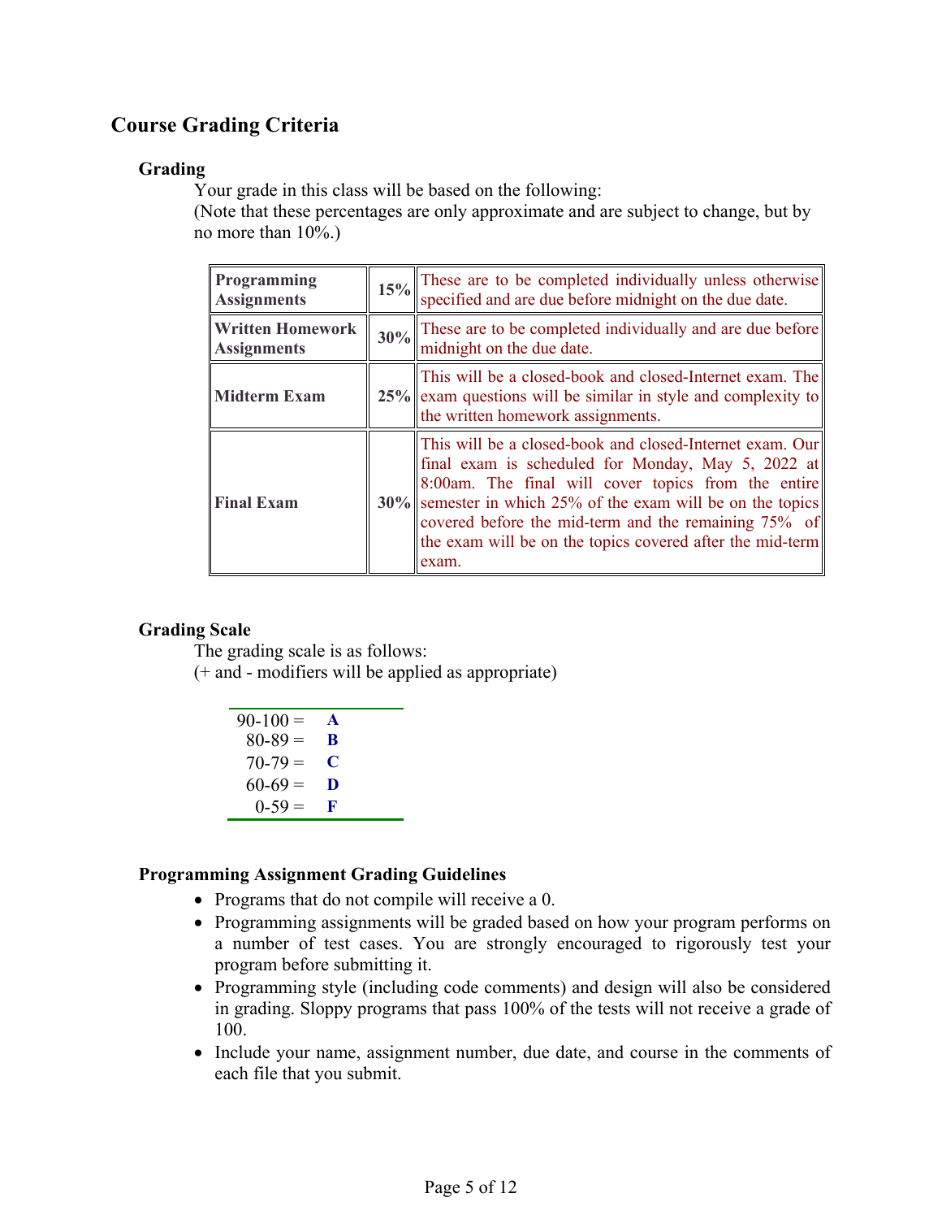## Course Grading Criteria

### Grading

Your grade in this class will be based on the following:
(Note that these percentages are only approximate and are subject to change, but by no more than 10%.)

| | | |
|---|---|---|
| **Programming Assignments** | **15%** | These are to be completed individually unless otherwise specified and are due before midnight on the due date. |
| **Written Homework Assignments** | **30%** | These are to be completed individually and are due before midnight on the due date. |
| **Midterm Exam** | **25%** | This will be a closed-book and closed-Internet exam. The exam questions will be similar in style and complexity to the written homework assignments. |
| **Final Exam** | **30%** | This will be a closed-book and closed-Internet exam. Our final exam is scheduled for Monday, May 5, 2022 at 8:00am. The final will cover topics from the entire semester in which 25% of the exam will be on the topics covered before the mid-term and the remaining 75% of the exam will be on the topics covered after the mid-term exam. |

### Grading Scale

The grading scale is as follows:
(+ and - modifiers will be applied as appropriate)

| | |
|---|---|
| 90-100 = | **A** |
| 80-89 = | **B** |
| 70-79 = | **C** |
| 60-69 = | **D** |
| 0-59 = | **F** |

### Programming Assignment Grading Guidelines

- Programs that do not compile will receive a 0.
- Programming assignments will be graded based on how your program performs on a number of test cases. You are strongly encouraged to rigorously test your program before submitting it.
- Programming style (including code comments) and design will also be considered in grading. Sloppy programs that pass 100% of the tests will not receive a grade of 100.
- Include your name, assignment number, due date, and course in the comments of each file that you submit.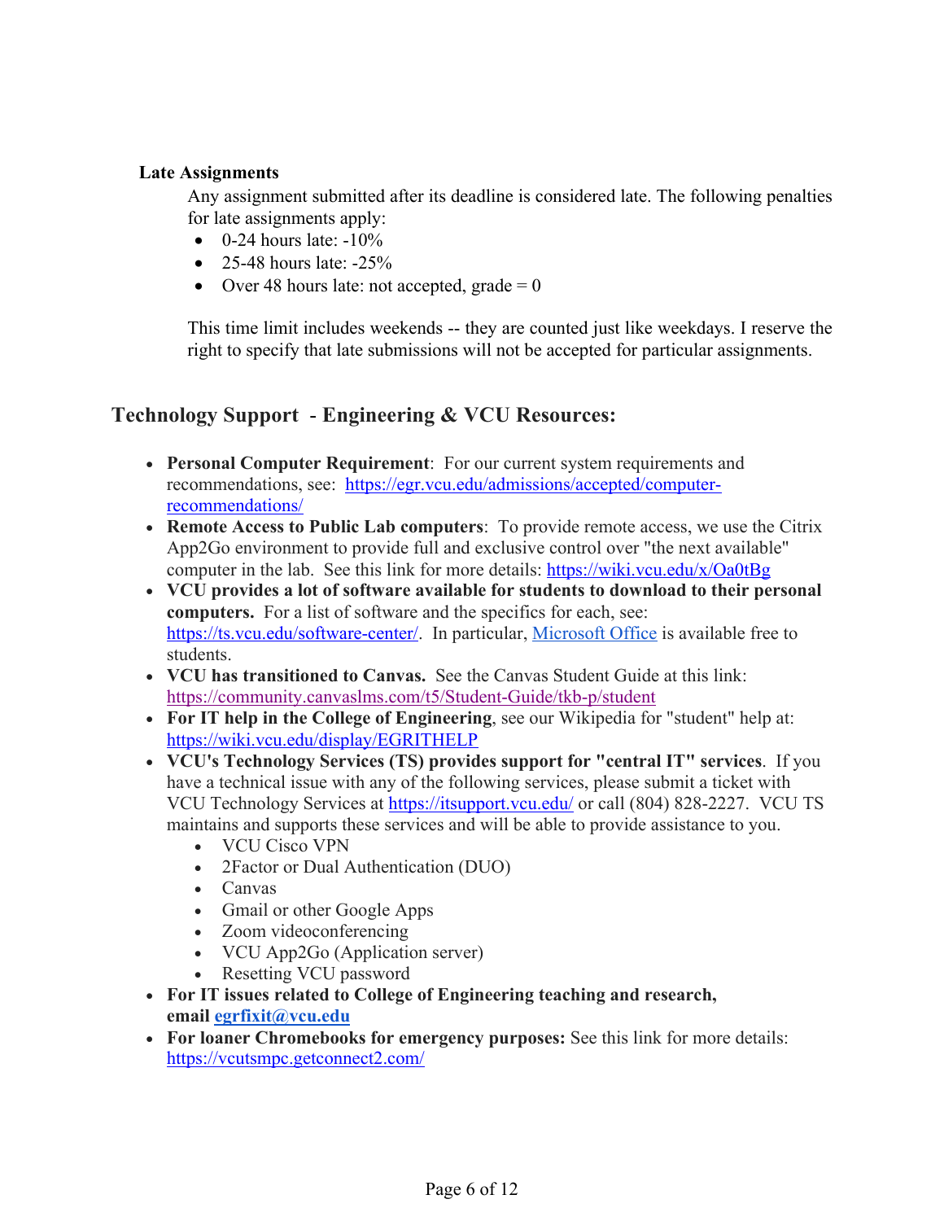### Late Assignments

Any assignment submitted after its deadline is considered late. The following penalties for late assignments apply:

- 0-24 hours late: -10%
- 25-48 hours late: -25%
- Over 48 hours late: not accepted, grade = 0

This time limit includes weekends -- they are counted just like weekdays. I reserve the right to specify that late submissions will not be accepted for particular assignments.

## Technology Support - Engineering & VCU Resources:

- **Personal Computer Requirement**: For our current system requirements and recommendations, see: https://egr.vcu.edu/admissions/accepted/computer-recommendations/
- **Remote Access to Public Lab computers**: To provide remote access, we use the Citrix App2Go environment to provide full and exclusive control over "the next available" computer in the lab. See this link for more details: https://wiki.vcu.edu/x/Oa0tBg
- **VCU provides a lot of software available for students to download to their personal computers.** For a list of software and the specifics for each, see: https://ts.vcu.edu/software-center/. In particular, Microsoft Office is available free to students.
- **VCU has transitioned to Canvas.** See the Canvas Student Guide at this link: https://community.canvaslms.com/t5/Student-Guide/tkb-p/student
- **For IT help in the College of Engineering**, see our Wikipedia for "student" help at: https://wiki.vcu.edu/display/EGRITHELP
- **VCU's Technology Services (TS) provides support for "central IT" services**. If you have a technical issue with any of the following services, please submit a ticket with VCU Technology Services at https://itsupport.vcu.edu/ or call (804) 828-2227. VCU TS maintains and supports these services and will be able to provide assistance to you.
  - VCU Cisco VPN
  - 2Factor or Dual Authentication (DUO)
  - Canvas
  - Gmail or other Google Apps
  - Zoom videoconferencing
  - VCU App2Go (Application server)
  - Resetting VCU password
- **For IT issues related to College of Engineering teaching and research, email egrfixit@vcu.edu**
- **For loaner Chromebooks for emergency purposes:** See this link for more details: https://vcutsmpc.getconnect2.com/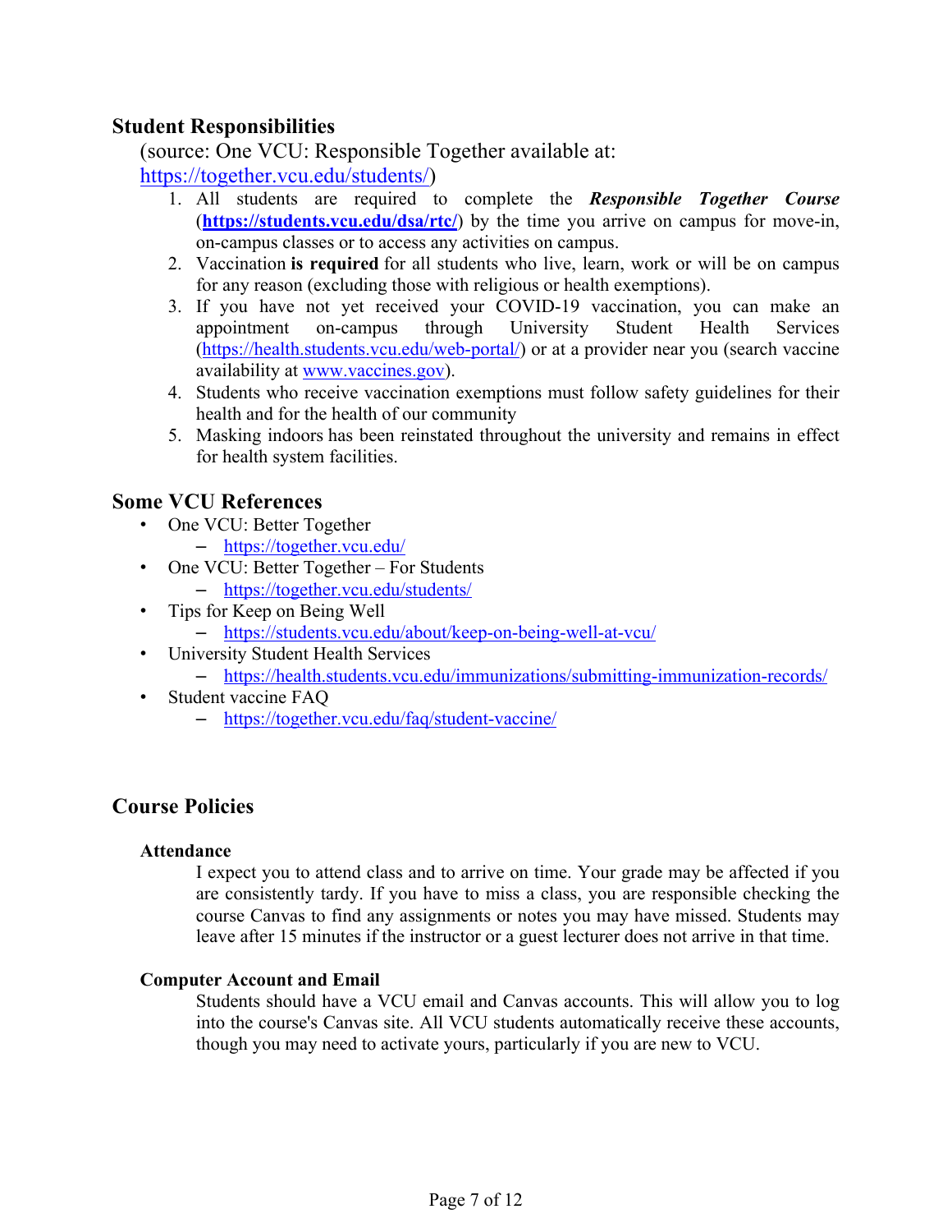## Student Responsibilities

(source: One VCU: Responsible Together available at: https://together.vcu.edu/students/)

1. All students are required to complete the ***Responsible Together Course*** (**https://students.vcu.edu/dsa/rtc/**) by the time you arrive on campus for move-in, on-campus classes or to access any activities on campus.
2. Vaccination **is required** for all students who live, learn, work or will be on campus for any reason (excluding those with religious or health exemptions).
3. If you have not yet received your COVID-19 vaccination, you can make an appointment on-campus through University Student Health Services (https://health.students.vcu.edu/web-portal/) or at a provider near you (search vaccine availability at www.vaccines.gov).
4. Students who receive vaccination exemptions must follow safety guidelines for their health and for the health of our community
5. Masking indoors has been reinstated throughout the university and remains in effect for health system facilities.

## Some VCU References

- One VCU: Better Together
  - https://together.vcu.edu/
- One VCU: Better Together – For Students
  - https://together.vcu.edu/students/
- Tips for Keep on Being Well
  - https://students.vcu.edu/about/keep-on-being-well-at-vcu/
- University Student Health Services
  - https://health.students.vcu.edu/immunizations/submitting-immunization-records/
- Student vaccine FAQ
  - https://together.vcu.edu/faq/student-vaccine/

## Course Policies

### Attendance

I expect you to attend class and to arrive on time. Your grade may be affected if you are consistently tardy. If you have to miss a class, you are responsible checking the course Canvas to find any assignments or notes you may have missed. Students may leave after 15 minutes if the instructor or a guest lecturer does not arrive in that time.

### Computer Account and Email

Students should have a VCU email and Canvas accounts. This will allow you to log into the course's Canvas site. All VCU students automatically receive these accounts, though you may need to activate yours, particularly if you are new to VCU.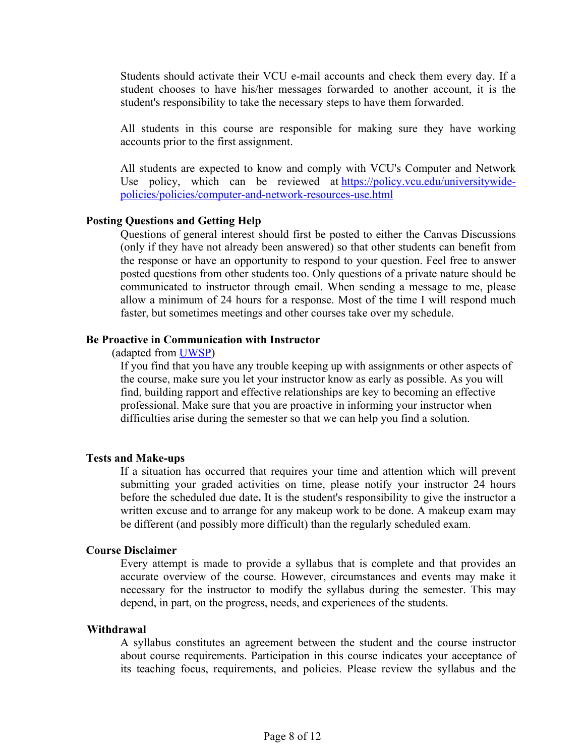Students should activate their VCU e-mail accounts and check them every day. If a student chooses to have his/her messages forwarded to another account, it is the student's responsibility to take the necessary steps to have them forwarded.

All students in this course are responsible for making sure they have working accounts prior to the first assignment.

All students are expected to know and comply with VCU's Computer and Network Use policy, which can be reviewed at [https://policy.vcu.edu/universitywide-policies/policies/computer-and-network-resources-use.html](https://policy.vcu.edu/universitywide-policies/policies/computer-and-network-resources-use.html)

**Posting Questions and Getting Help**

Questions of general interest should first be posted to either the Canvas Discussions (only if they have not already been answered) so that other students can benefit from the response or have an opportunity to respond to your question. Feel free to answer posted questions from other students too. Only questions of a private nature should be communicated to instructor through email. When sending a message to me, please allow a minimum of 24 hours for a response. Most of the time I will respond much faster, but sometimes meetings and other courses take over my schedule.

**Be Proactive in Communication with Instructor**

(adapted from [UWSP](UWSP))

If you find that you have any trouble keeping up with assignments or other aspects of the course, make sure you let your instructor know as early as possible. As you will find, building rapport and effective relationships are key to becoming an effective professional. Make sure that you are proactive in informing your instructor when difficulties arise during the semester so that we can help you find a solution.

**Tests and Make-ups**

If a situation has occurred that requires your time and attention which will prevent submitting your graded activities on time, please notify your instructor 24 hours before the scheduled due date**.** It is the student's responsibility to give the instructor a written excuse and to arrange for any makeup work to be done. A makeup exam may be different (and possibly more difficult) than the regularly scheduled exam.

**Course Disclaimer**

Every attempt is made to provide a syllabus that is complete and that provides an accurate overview of the course. However, circumstances and events may make it necessary for the instructor to modify the syllabus during the semester. This may depend, in part, on the progress, needs, and experiences of the students.

**Withdrawal**

A syllabus constitutes an agreement between the student and the course instructor about course requirements. Participation in this course indicates your acceptance of its teaching focus, requirements, and policies. Please review the syllabus and the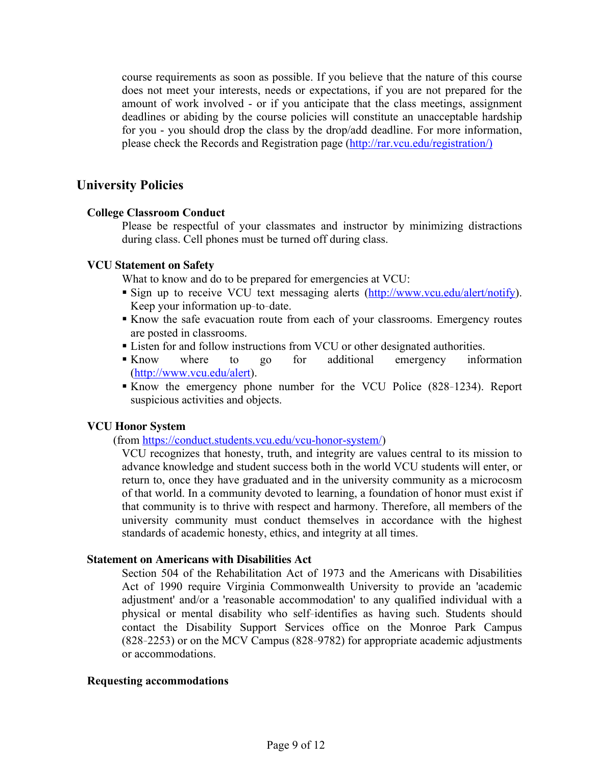course requirements as soon as possible. If you believe that the nature of this course does not meet your interests, needs or expectations, if you are not prepared for the amount of work involved - or if you anticipate that the class meetings, assignment deadlines or abiding by the course policies will constitute an unacceptable hardship for you - you should drop the class by the drop/add deadline. For more information, please check the Records and Registration page (http://rar.vcu.edu/registration/)

## University Policies

### College Classroom Conduct

Please be respectful of your classmates and instructor by minimizing distractions during class. Cell phones must be turned off during class.

### VCU Statement on Safety

What to know and do to be prepared for emergencies at VCU:

- Sign up to receive VCU text messaging alerts (http://www.vcu.edu/alert/notify). Keep your information up-to-date.
- Know the safe evacuation route from each of your classrooms. Emergency routes are posted in classrooms.
- Listen for and follow instructions from VCU or other designated authorities.
- Know where to go for additional emergency information (http://www.vcu.edu/alert).
- Know the emergency phone number for the VCU Police (828-1234). Report suspicious activities and objects.

### VCU Honor System

(from https://conduct.students.vcu.edu/vcu-honor-system/)

VCU recognizes that honesty, truth, and integrity are values central to its mission to advance knowledge and student success both in the world VCU students will enter, or return to, once they have graduated and in the university community as a microcosm of that world. In a community devoted to learning, a foundation of honor must exist if that community is to thrive with respect and harmony. Therefore, all members of the university community must conduct themselves in accordance with the highest standards of academic honesty, ethics, and integrity at all times.

### Statement on Americans with Disabilities Act

Section 504 of the Rehabilitation Act of 1973 and the Americans with Disabilities Act of 1990 require Virginia Commonwealth University to provide an 'academic adjustment' and/or a 'reasonable accommodation' to any qualified individual with a physical or mental disability who self-identifies as having such. Students should contact the Disability Support Services office on the Monroe Park Campus (828-2253) or on the MCV Campus (828-9782) for appropriate academic adjustments or accommodations.

### Requesting accommodations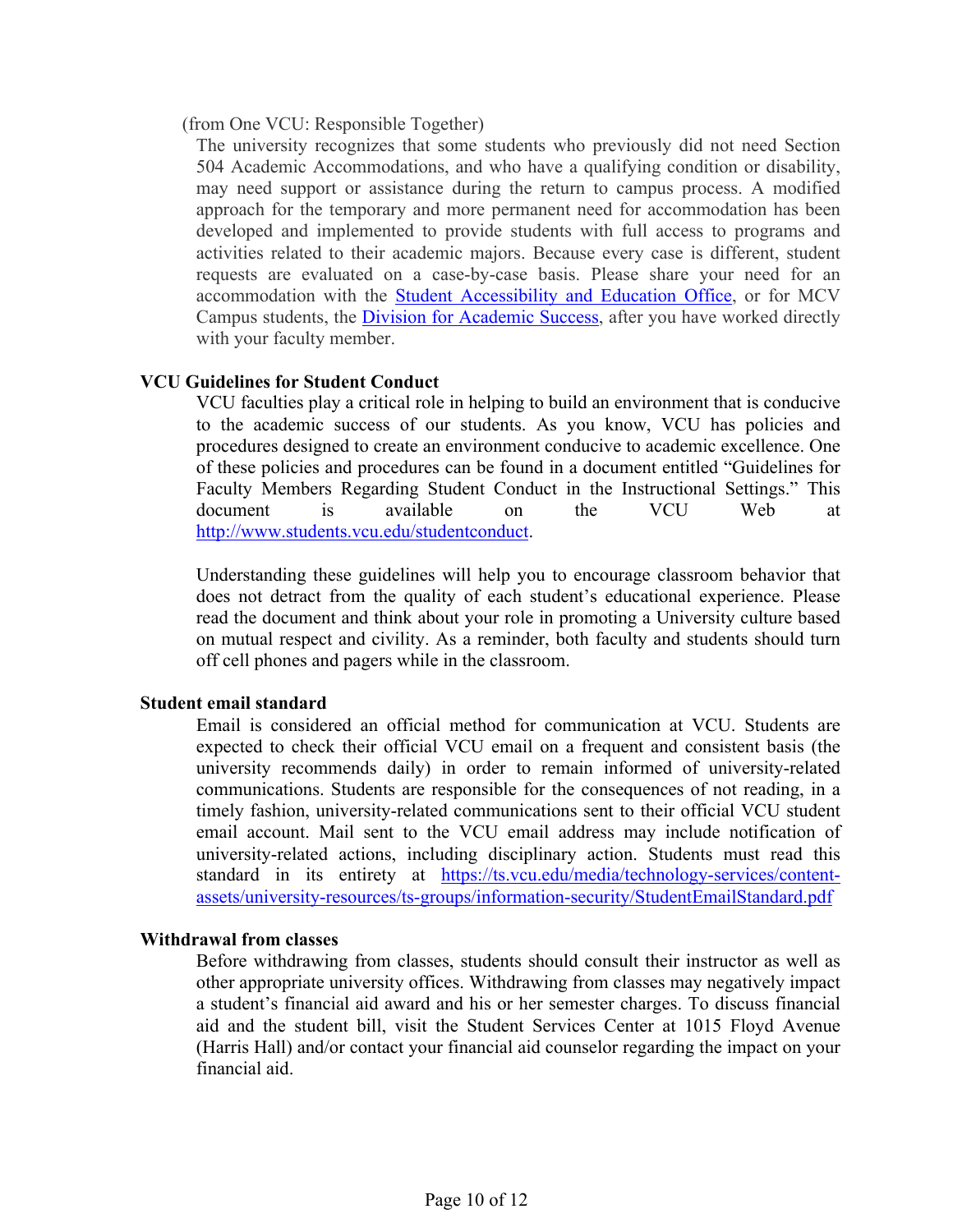(from One VCU: Responsible Together)

The university recognizes that some students who previously did not need Section 504 Academic Accommodations, and who have a qualifying condition or disability, may need support or assistance during the return to campus process. A modified approach for the temporary and more permanent need for accommodation has been developed and implemented to provide students with full access to programs and activities related to their academic majors. Because every case is different, student requests are evaluated on a case-by-case basis. Please share your need for an accommodation with the Student Accessibility and Education Office, or for MCV Campus students, the Division for Academic Success, after you have worked directly with your faculty member.

**VCU Guidelines for Student Conduct**

VCU faculties play a critical role in helping to build an environment that is conducive to the academic success of our students. As you know, VCU has policies and procedures designed to create an environment conducive to academic excellence. One of these policies and procedures can be found in a document entitled "Guidelines for Faculty Members Regarding Student Conduct in the Instructional Settings." This document is available on the VCU Web at http://www.students.vcu.edu/studentconduct.

Understanding these guidelines will help you to encourage classroom behavior that does not detract from the quality of each student's educational experience. Please read the document and think about your role in promoting a University culture based on mutual respect and civility. As a reminder, both faculty and students should turn off cell phones and pagers while in the classroom.

**Student email standard**

Email is considered an official method for communication at VCU. Students are expected to check their official VCU email on a frequent and consistent basis (the university recommends daily) in order to remain informed of university-related communications. Students are responsible for the consequences of not reading, in a timely fashion, university-related communications sent to their official VCU student email account. Mail sent to the VCU email address may include notification of university-related actions, including disciplinary action. Students must read this standard in its entirety at https://ts.vcu.edu/media/technology-services/content-assets/university-resources/ts-groups/information-security/StudentEmailStandard.pdf

**Withdrawal from classes**

Before withdrawing from classes, students should consult their instructor as well as other appropriate university offices. Withdrawing from classes may negatively impact a student's financial aid award and his or her semester charges. To discuss financial aid and the student bill, visit the Student Services Center at 1015 Floyd Avenue (Harris Hall) and/or contact your financial aid counselor regarding the impact on your financial aid.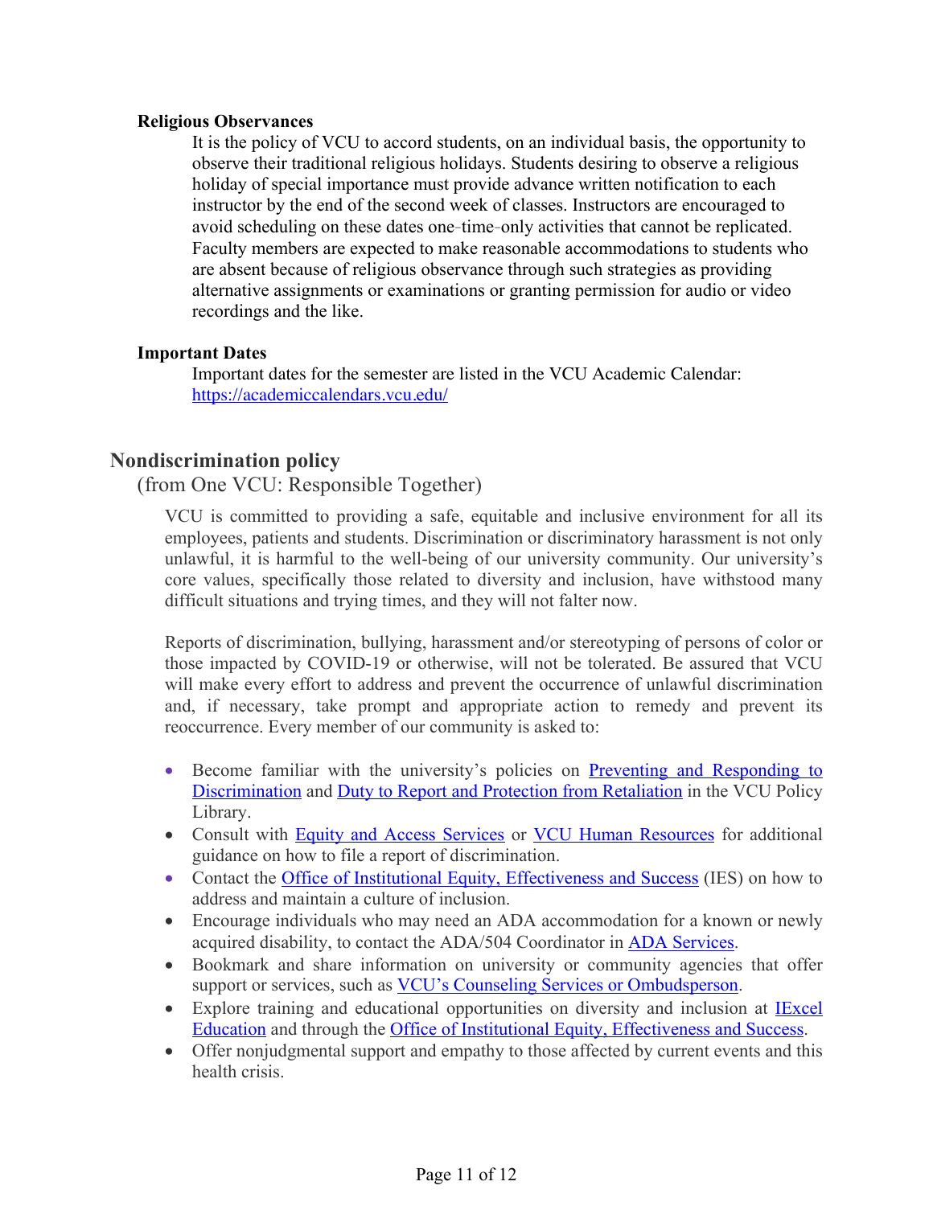**Religious Observances**

It is the policy of VCU to accord students, on an individual basis, the opportunity to observe their traditional religious holidays. Students desiring to observe a religious holiday of special importance must provide advance written notification to each instructor by the end of the second week of classes. Instructors are encouraged to avoid scheduling on these dates one-time-only activities that cannot be replicated. Faculty members are expected to make reasonable accommodations to students who are absent because of religious observance through such strategies as providing alternative assignments or examinations or granting permission for audio or video recordings and the like.

**Important Dates**

Important dates for the semester are listed in the VCU Academic Calendar: [https://academiccalendars.vcu.edu/](https://academiccalendars.vcu.edu/)

## Nondiscrimination policy

(from One VCU: Responsible Together)

VCU is committed to providing a safe, equitable and inclusive environment for all its employees, patients and students. Discrimination or discriminatory harassment is not only unlawful, it is harmful to the well-being of our university community. Our university's core values, specifically those related to diversity and inclusion, have withstood many difficult situations and trying times, and they will not falter now.

Reports of discrimination, bullying, harassment and/or stereotyping of persons of color or those impacted by COVID-19 or otherwise, will not be tolerated. Be assured that VCU will make every effort to address and prevent the occurrence of unlawful discrimination and, if necessary, take prompt and appropriate action to remedy and prevent its reoccurrence. Every member of our community is asked to:

- Become familiar with the university's policies on Preventing and Responding to Discrimination and Duty to Report and Protection from Retaliation in the VCU Policy Library.
- Consult with Equity and Access Services or VCU Human Resources for additional guidance on how to file a report of discrimination.
- Contact the Office of Institutional Equity, Effectiveness and Success (IES) on how to address and maintain a culture of inclusion.
- Encourage individuals who may need an ADA accommodation for a known or newly acquired disability, to contact the ADA/504 Coordinator in ADA Services.
- Bookmark and share information on university or community agencies that offer support or services, such as VCU's Counseling Services or Ombudsperson.
- Explore training and educational opportunities on diversity and inclusion at IExcel Education and through the Office of Institutional Equity, Effectiveness and Success.
- Offer nonjudgmental support and empathy to those affected by current events and this health crisis.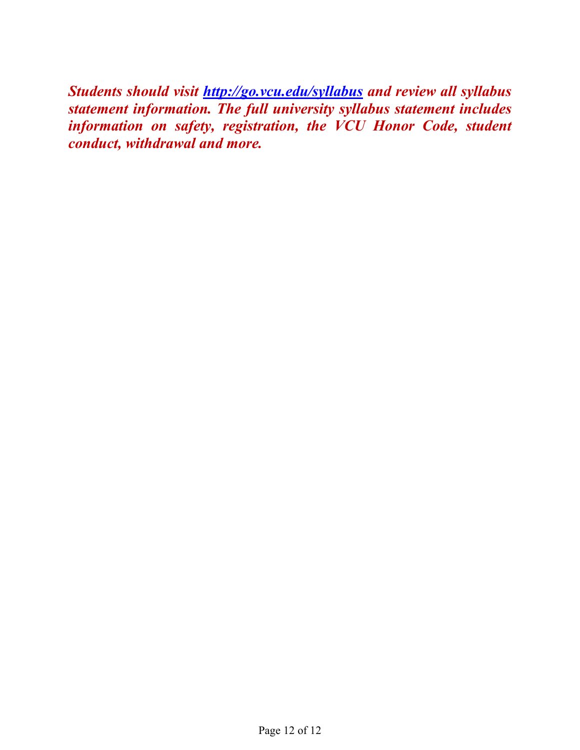***Students should visit [http://go.vcu.edu/syllabus](http://go.vcu.edu/syllabus) and review all syllabus statement information. The full university syllabus statement includes information on safety, registration, the VCU Honor Code, student conduct, withdrawal and more.***